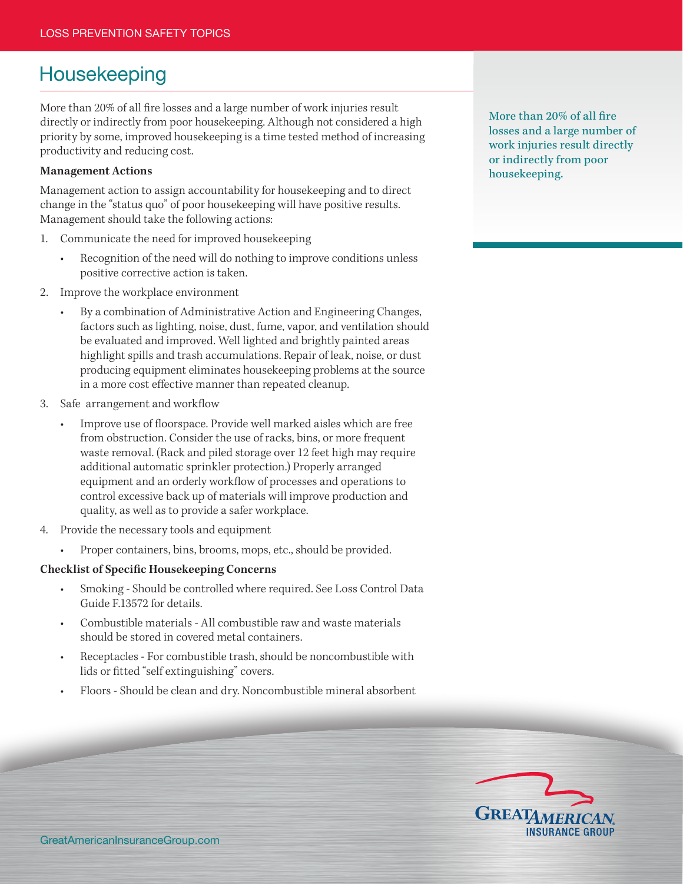# Housekeeping

More than 20% of all fire losses and a large number of work injuries result directly or indirectly from poor housekeeping. Although not considered a high priority by some, improved housekeeping is a time tested method of increasing productivity and reducing cost.

More than 20% of all fire losses and a large number of work injuries result directly or indirectly from poor housekeeping.

**Management Actions**

Management action to assign accountability for housekeeping and to direct change in the "status quo" of poor housekeeping will have positive results. Management should take the following actions:

1. Communicate the need for improved housekeeping
   - Recognition of the need will do nothing to improve conditions unless positive corrective action is taken.
2. Improve the workplace environment
   - By a combination of Administrative Action and Engineering Changes, factors such as lighting, noise, dust, fume, vapor, and ventilation should be evaluated and improved. Well lighted and brightly painted areas highlight spills and trash accumulations. Repair of leak, noise, or dust producing equipment eliminates housekeeping problems at the source in a more cost effective manner than repeated cleanup.
3. Safe arrangement and workflow
   - Improve use of floorspace. Provide well marked aisles which are free from obstruction. Consider the use of racks, bins, or more frequent waste removal. (Rack and piled storage over 12 feet high may require additional automatic sprinkler protection.) Properly arranged equipment and an orderly workflow of processes and operations to control excessive back up of materials will improve production and quality, as well as to provide a safer workplace.
4. Provide the necessary tools and equipment
   - Proper containers, bins, brooms, mops, etc., should be provided.

**Checklist of Specific Housekeeping Concerns**

- Smoking - Should be controlled where required. See Loss Control Data Guide F.13572 for details.
- Combustible materials - All combustible raw and waste materials should be stored in covered metal containers.
- Receptacles - For combustible trash, should be noncombustible with lids or fitted "self extinguishing" covers.
- Floors - Should be clean and dry. Noncombustible mineral absorbent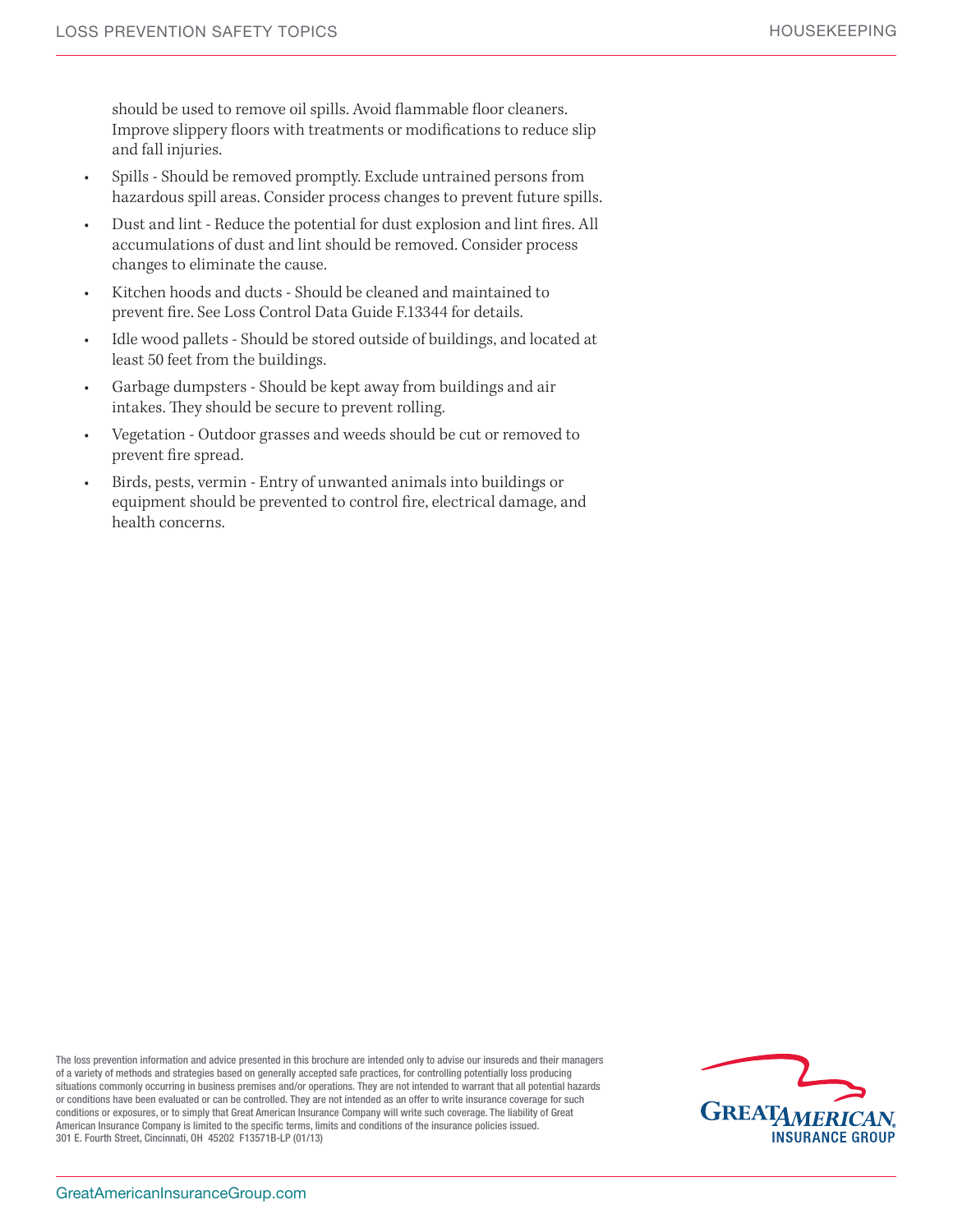should be used to remove oil spills. Avoid flammable floor cleaners. Improve slippery floors with treatments or modifications to reduce slip and fall injuries.

- Spills - Should be removed promptly. Exclude untrained persons from hazardous spill areas. Consider process changes to prevent future spills.
- Dust and lint - Reduce the potential for dust explosion and lint fires. All accumulations of dust and lint should be removed. Consider process changes to eliminate the cause.
- Kitchen hoods and ducts - Should be cleaned and maintained to prevent fire. See Loss Control Data Guide F.13344 for details.
- Idle wood pallets - Should be stored outside of buildings, and located at least 50 feet from the buildings.
- Garbage dumpsters - Should be kept away from buildings and air intakes. They should be secure to prevent rolling.
- Vegetation - Outdoor grasses and weeds should be cut or removed to prevent fire spread.
- Birds, pests, vermin - Entry of unwanted animals into buildings or equipment should be prevented to control fire, electrical damage, and health concerns.

The loss prevention information and advice presented in this brochure are intended only to advise our insureds and their managers of a variety of methods and strategies based on generally accepted safe practices, for controlling potentially loss producing situations commonly occurring in business premises and/or operations. They are not intended to warrant that all potential hazards or conditions have been evaluated or can be controlled. They are not intended as an offer to write insurance coverage for such conditions or exposures, or to simply that Great American Insurance Company will write such coverage. The liability of Great American Insurance Company is limited to the specific terms, limits and conditions of the insurance policies issued.
301 E. Fourth Street, Cincinnati, OH 45202 F13571B-LP (01/13)

GREAT AMERICAN INSURANCE GROUP

GreatAmericanInsuranceGroup.com